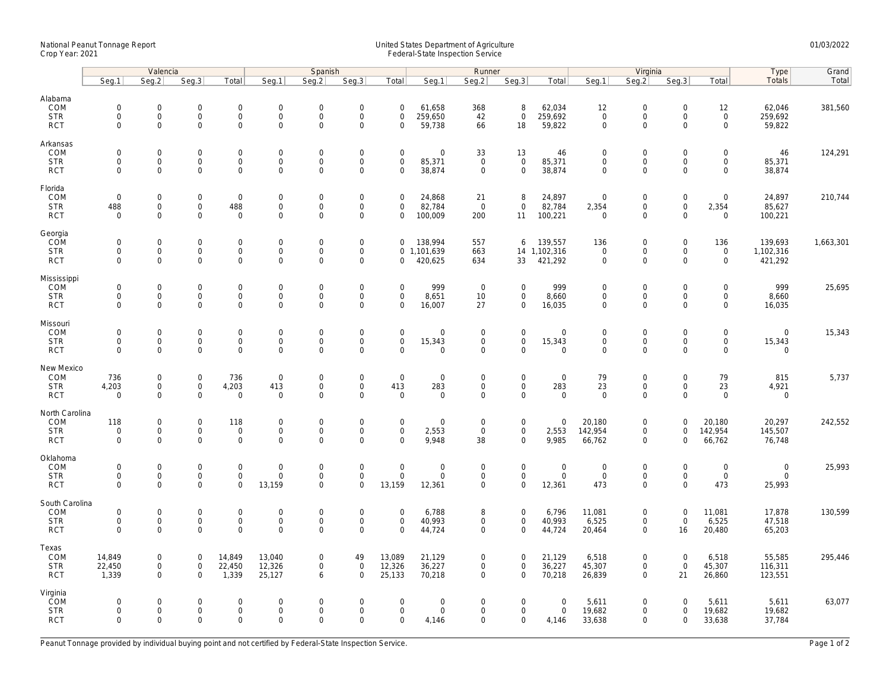National Peanut Tonnage Report
Crop Year: 2021

United States Department of Agriculture
Federal-State Inspection Service

01/03/2022

| | Valencia | | | | Spanish | | | | Runner | | | | Virginia | | | | Type | Grand |
|---|---|---|---|---|---|---|---|---|---|---|---|---|---|---|---|---|---|---|
| | Seg.1 | Seg.2 | Seg.3 | Total | Seg.1 | Seg.2 | Seg.3 | Total | Seg.1 | Seg.2 | Seg.3 | Total | Seg.1 | Seg.2 | Seg.3 | Total | Totals | Total |
| **Alabama** | | | | | | | | | | | | | | | | | | |
| COM | 0 | 0 | 0 | 0 | 0 | 0 | 0 | 0 | 61,658 | 368 | 8 | 62,034 | 12 | 0 | 0 | 12 | 62,046 | 381,560 |
| STR | 0 | 0 | 0 | 0 | 0 | 0 | 0 | 0 | 259,650 | 42 | 0 | 259,692 | 0 | 0 | 0 | 0 | 259,692 | |
| RCT | 0 | 0 | 0 | 0 | 0 | 0 | 0 | 0 | 59,738 | 66 | 18 | 59,822 | 0 | 0 | 0 | 0 | 59,822 | |
| **Arkansas** | | | | | | | | | | | | | | | | | | |
| COM | 0 | 0 | 0 | 0 | 0 | 0 | 0 | 0 | 0 | 33 | 13 | 46 | 0 | 0 | 0 | 0 | 46 | 124,291 |
| STR | 0 | 0 | 0 | 0 | 0 | 0 | 0 | 0 | 85,371 | 0 | 0 | 85,371 | 0 | 0 | 0 | 0 | 85,371 | |
| RCT | 0 | 0 | 0 | 0 | 0 | 0 | 0 | 0 | 38,874 | 0 | 0 | 38,874 | 0 | 0 | 0 | 0 | 38,874 | |
| **Florida** | | | | | | | | | | | | | | | | | | |
| COM | 0 | 0 | 0 | 0 | 0 | 0 | 0 | 0 | 24,868 | 21 | 8 | 24,897 | 0 | 0 | 0 | 0 | 24,897 | 210,744 |
| STR | 488 | 0 | 0 | 488 | 0 | 0 | 0 | 0 | 82,784 | 0 | 0 | 82,784 | 2,354 | 0 | 0 | 2,354 | 85,627 | |
| RCT | 0 | 0 | 0 | 0 | 0 | 0 | 0 | 0 | 100,009 | 200 | 11 | 100,221 | 0 | 0 | 0 | 0 | 100,221 | |
| **Georgia** | | | | | | | | | | | | | | | | | | |
| COM | 0 | 0 | 0 | 0 | 0 | 0 | 0 | 0 | 138,994 | 557 | 6 | 139,557 | 136 | 0 | 0 | 136 | 139,693 | 1,663,301 |
| STR | 0 | 0 | 0 | 0 | 0 | 0 | 0 | 0 | 1,101,639 | 663 | 14 | 1,102,316 | 0 | 0 | 0 | 0 | 1,102,316 | |
| RCT | 0 | 0 | 0 | 0 | 0 | 0 | 0 | 0 | 420,625 | 634 | 33 | 421,292 | 0 | 0 | 0 | 0 | 421,292 | |
| **Mississippi** | | | | | | | | | | | | | | | | | | |
| COM | 0 | 0 | 0 | 0 | 0 | 0 | 0 | 0 | 999 | 0 | 0 | 999 | 0 | 0 | 0 | 0 | 999 | 25,695 |
| STR | 0 | 0 | 0 | 0 | 0 | 0 | 0 | 0 | 8,651 | 10 | 0 | 8,660 | 0 | 0 | 0 | 0 | 8,660 | |
| RCT | 0 | 0 | 0 | 0 | 0 | 0 | 0 | 0 | 16,007 | 27 | 0 | 16,035 | 0 | 0 | 0 | 0 | 16,035 | |
| **Missouri** | | | | | | | | | | | | | | | | | | |
| COM | 0 | 0 | 0 | 0 | 0 | 0 | 0 | 0 | 0 | 0 | 0 | 0 | 0 | 0 | 0 | 0 | 0 | 15,343 |
| STR | 0 | 0 | 0 | 0 | 0 | 0 | 0 | 0 | 15,343 | 0 | 0 | 15,343 | 0 | 0 | 0 | 0 | 15,343 | |
| RCT | 0 | 0 | 0 | 0 | 0 | 0 | 0 | 0 | 0 | 0 | 0 | 0 | 0 | 0 | 0 | 0 | 0 | |
| **New Mexico** | | | | | | | | | | | | | | | | | | |
| COM | 736 | 0 | 0 | 736 | 0 | 0 | 0 | 0 | 0 | 0 | 0 | 0 | 79 | 0 | 0 | 79 | 815 | 5,737 |
| STR | 4,203 | 0 | 0 | 4,203 | 413 | 0 | 0 | 413 | 283 | 0 | 0 | 283 | 23 | 0 | 0 | 23 | 4,921 | |
| RCT | 0 | 0 | 0 | 0 | 0 | 0 | 0 | 0 | 0 | 0 | 0 | 0 | 0 | 0 | 0 | 0 | 0 | |
| **North Carolina** | | | | | | | | | | | | | | | | | | |
| COM | 118 | 0 | 0 | 118 | 0 | 0 | 0 | 0 | 0 | 0 | 0 | 0 | 20,180 | 0 | 0 | 20,180 | 20,297 | 242,552 |
| STR | 0 | 0 | 0 | 0 | 0 | 0 | 0 | 0 | 2,553 | 0 | 0 | 2,553 | 142,954 | 0 | 0 | 142,954 | 145,507 | |
| RCT | 0 | 0 | 0 | 0 | 0 | 0 | 0 | 0 | 9,948 | 38 | 0 | 9,985 | 66,762 | 0 | 0 | 66,762 | 76,748 | |
| **Oklahoma** | | | | | | | | | | | | | | | | | | |
| COM | 0 | 0 | 0 | 0 | 0 | 0 | 0 | 0 | 0 | 0 | 0 | 0 | 0 | 0 | 0 | 0 | 0 | 25,993 |
| STR | 0 | 0 | 0 | 0 | 0 | 0 | 0 | 0 | 0 | 0 | 0 | 0 | 0 | 0 | 0 | 0 | 0 | |
| RCT | 0 | 0 | 0 | 0 | 13,159 | 0 | 0 | 13,159 | 12,361 | 0 | 0 | 12,361 | 473 | 0 | 0 | 473 | 25,993 | |
| **South Carolina** | | | | | | | | | | | | | | | | | | |
| COM | 0 | 0 | 0 | 0 | 0 | 0 | 0 | 0 | 6,788 | 8 | 0 | 6,796 | 11,081 | 0 | 0 | 11,081 | 17,878 | 130,599 |
| STR | 0 | 0 | 0 | 0 | 0 | 0 | 0 | 0 | 40,993 | 0 | 0 | 40,993 | 6,525 | 0 | 0 | 6,525 | 47,518 | |
| RCT | 0 | 0 | 0 | 0 | 0 | 0 | 0 | 0 | 44,724 | 0 | 0 | 44,724 | 20,464 | 0 | 16 | 20,480 | 65,203 | |
| **Texas** | | | | | | | | | | | | | | | | | | |
| COM | 14,849 | 0 | 0 | 14,849 | 13,040 | 0 | 49 | 13,089 | 21,129 | 0 | 0 | 21,129 | 6,518 | 0 | 0 | 6,518 | 55,585 | 295,446 |
| STR | 22,450 | 0 | 0 | 22,450 | 12,326 | 0 | 0 | 12,326 | 36,227 | 0 | 0 | 36,227 | 45,307 | 0 | 0 | 45,307 | 116,311 | |
| RCT | 1,339 | 0 | 0 | 1,339 | 25,127 | 6 | 0 | 25,133 | 70,218 | 0 | 0 | 70,218 | 26,839 | 0 | 21 | 26,860 | 123,551 | |
| **Virginia** | | | | | | | | | | | | | | | | | | |
| COM | 0 | 0 | 0 | 0 | 0 | 0 | 0 | 0 | 0 | 0 | 0 | 0 | 5,611 | 0 | 0 | 5,611 | 5,611 | 63,077 |
| STR | 0 | 0 | 0 | 0 | 0 | 0 | 0 | 0 | 0 | 0 | 0 | 0 | 19,682 | 0 | 0 | 19,682 | 19,682 | |
| RCT | 0 | 0 | 0 | 0 | 0 | 0 | 0 | 0 | 4,146 | 0 | 0 | 4,146 | 33,638 | 0 | 0 | 33,638 | 37,784 | |

Peanut Tonnage provided by individual buying point and not certified by Federal-State Inspection Service.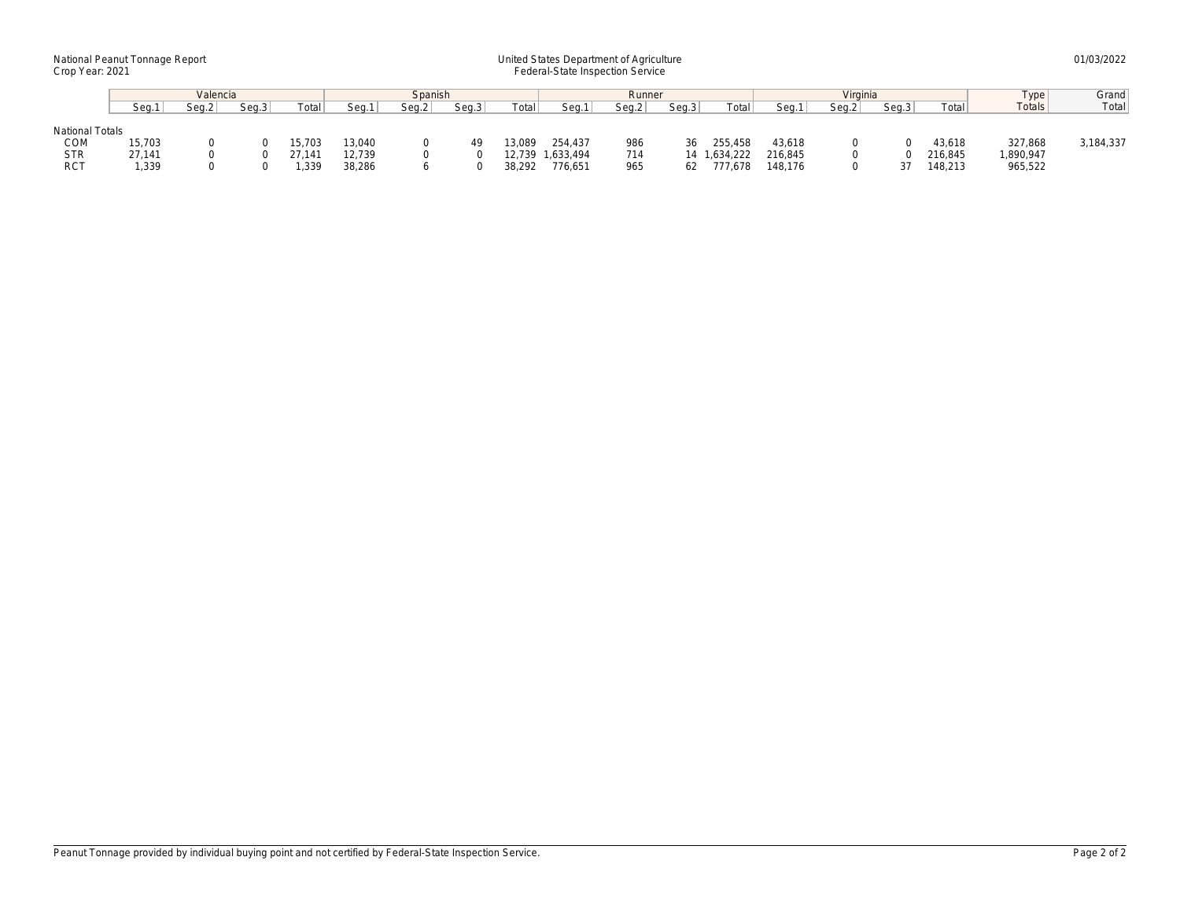National Peanut Tonnage Report
Crop Year: 2021

United States Department of Agriculture
Federal-State Inspection Service

01/03/2022

| | Valencia | | | | Spanish | | | | Runner | | | | Virginia | | | | Type | Grand |
|---|---|---|---|---|---|---|---|---|---|---|---|---|---|---|---|---|---|---|
| | Seg.1 | Seg.2 | Seg.3 | Total | Seg.1 | Seg.2 | Seg.3 | Total | Seg.1 | Seg.2 | Seg.3 | Total | Seg.1 | Seg.2 | Seg.3 | Total | Totals | Total |
| National Totals | | | | | | | | | | | | | | | | | | |
| COM | 15,703 | 0 | 0 | 15,703 | 13,040 | 0 | 49 | 13,089 | 254,437 | 986 | 36 | 255,458 | 43,618 | 0 | 0 | 43,618 | 327,868 | 3,184,337 |
| STR | 27,141 | 0 | 0 | 27,141 | 12,739 | 0 | 0 | 12,739 | 1,633,494 | 714 | 14 | 1,634,222 | 216,845 | 0 | 0 | 216,845 | 1,890,947 | |
| RCT | 1,339 | 0 | 0 | 1,339 | 38,286 | 6 | 0 | 38,292 | 776,651 | 965 | 62 | 777,678 | 148,176 | 0 | 37 | 148,213 | 965,522 | |

Peanut Tonnage provided by individual buying point and not certified by Federal-State Inspection Service.